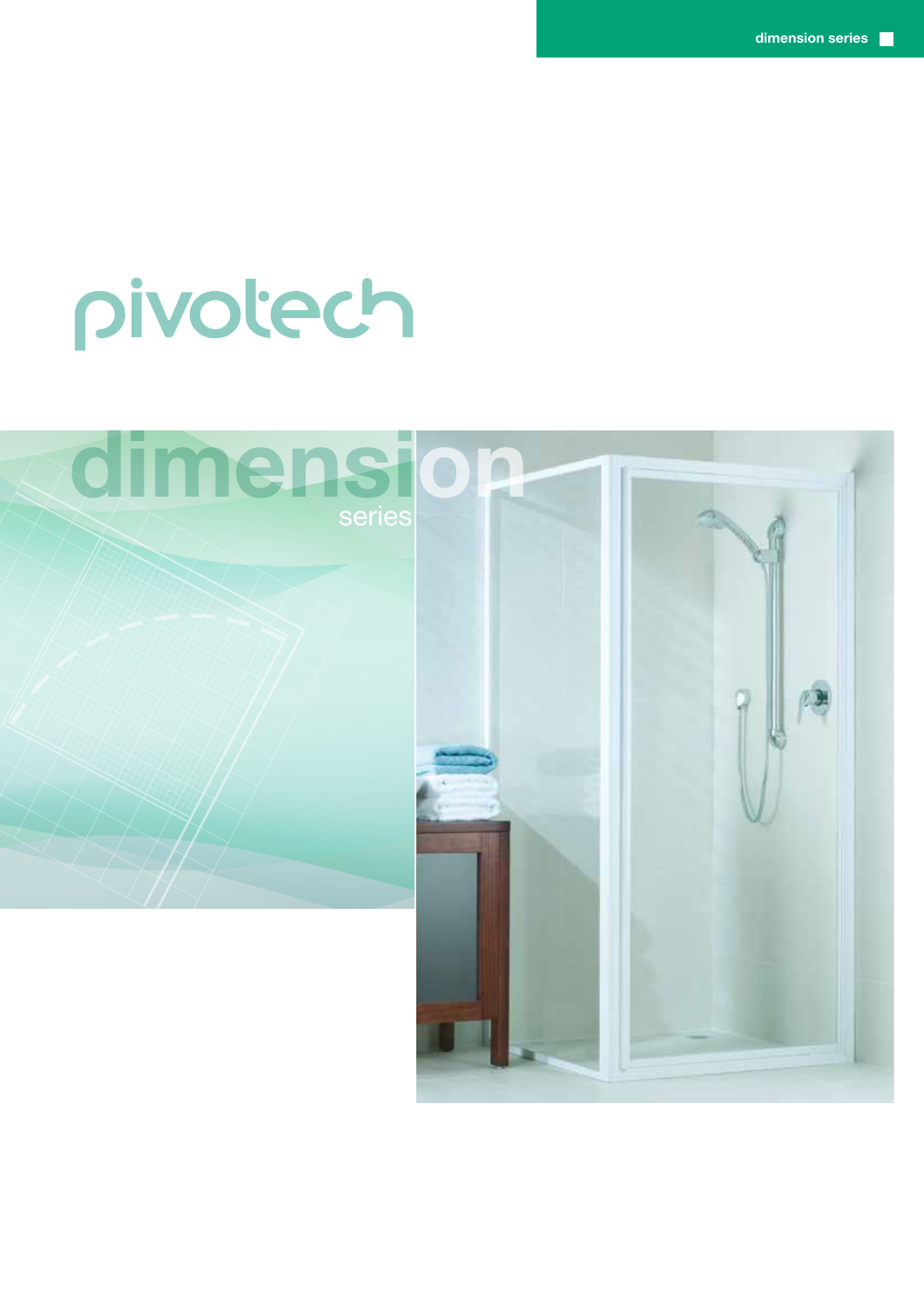# pivotech

## dimension

series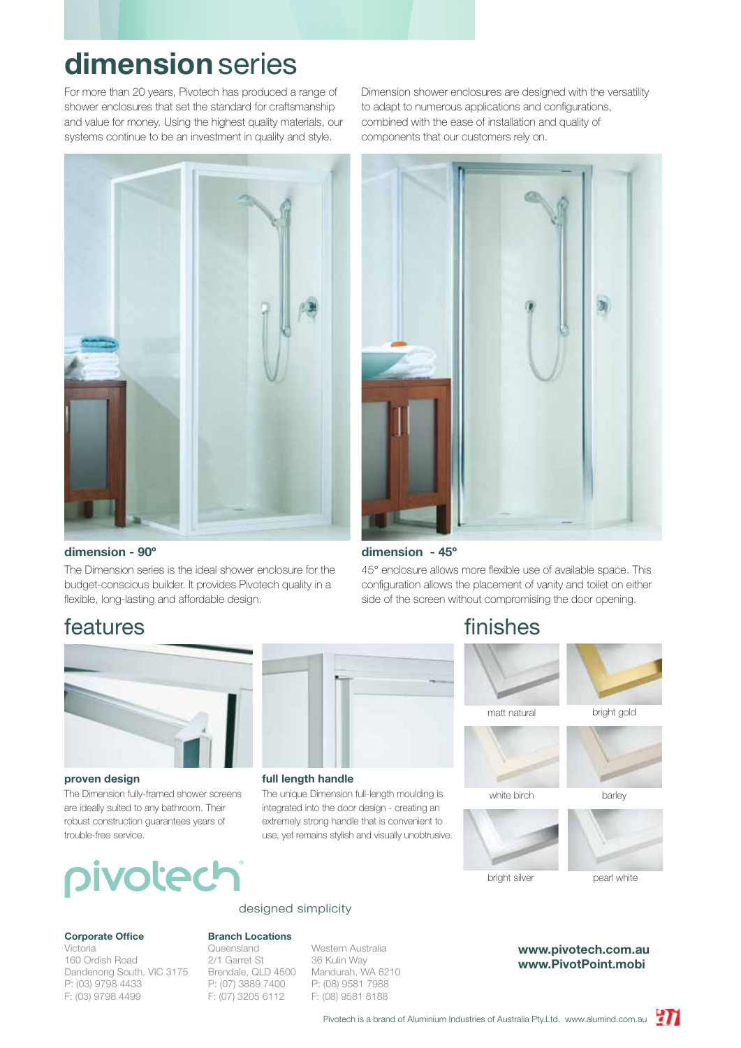# dimension series

For more than 20 years, Pivotech has produced a range of shower enclosures that set the standard for craftsmanship and value for money. Using the highest quality materials, our systems continue to be an investment in quality and style.

Dimension shower enclosures are designed with the versatility to adapt to numerous applications and configurations, combined with the ease of installation and quality of components that our customers rely on.

**dimension - 90º**

The Dimension series is the ideal shower enclosure for the budget-conscious builder. It provides Pivotech quality in a flexible, long-lasting and affordable design.

**dimension - 45º**

45º enclosure allows more flexible use of available space. This configuration allows the placement of vanity and toilet on either side of the screen without compromising the door opening.

## features

**proven design**

The Dimension fully-framed shower screens are ideally suited to any bathroom. Their robust construction guarantees years of trouble-free service.

**full length handle**

The unique Dimension full-length moulding is integrated into the door design - creating an extremely strong handle that is convenient to use, yet remains stylish and visually unobtrusive.

## finishes

matt natural

bright gold

white birch

barley

bright silver

pearl white

pivotech

designed simplicity

**Corporate Office**
Victoria
160 Ordish Road
Dandenong South, VIC 3175
P: (03) 9798 4433
F: (03) 9798 4499

**Branch Locations**
Queensland
2/1 Garret St
Brendale, QLD 4500
P: (07) 3889 7400
F: (07) 3205 6112

Western Australia
36 Kulin Way
Mandurah, WA 6210
P: (08) 9581 7988
F: (08) 9581 8188

**www.pivotech.com.au**
**www.PivotPoint.mobi**

Pivotech is a brand of Aluminium Industries of Australia Pty.Ltd. www.alumind.com.au